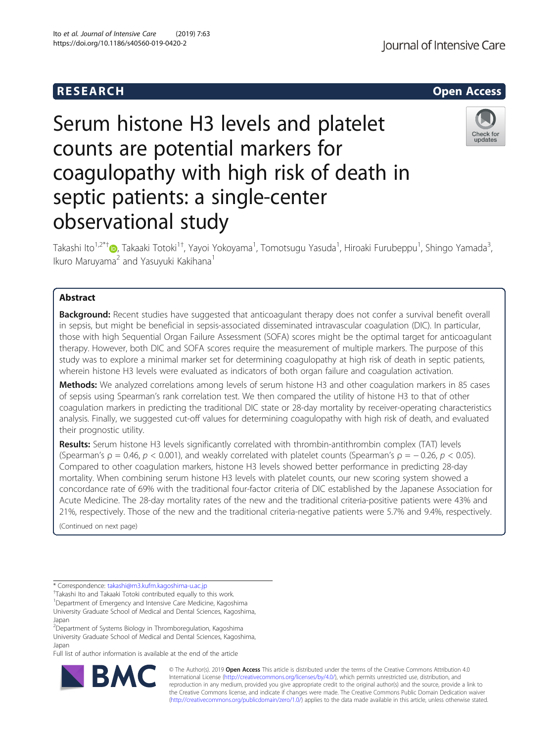RESEARCH Open Access

# Serum histone H3 levels and platelet counts are potential markers for coagulopathy with high risk of death in septic patients: a single-center observational study

Takashi Ito[1,2*†], Takaaki Totoki[1†], Yayoi Yokoyama[1], Tomotsugu Yasuda[1], Hiroaki Furubeppu[1], Shingo Yamada[3], Ikuro Maruyama[2] and Yasuyuki Kakihana[1]

## Abstract

**Background:** Recent studies have suggested that anticoagulant therapy does not confer a survival benefit overall in sepsis, but might be beneficial in sepsis-associated disseminated intravascular coagulation (DIC). In particular, those with high Sequential Organ Failure Assessment (SOFA) scores might be the optimal target for anticoagulant therapy. However, both DIC and SOFA scores require the measurement of multiple markers. The purpose of this study was to explore a minimal marker set for determining coagulopathy at high risk of death in septic patients, wherein histone H3 levels were evaluated as indicators of both organ failure and coagulation activation.

**Methods:** We analyzed correlations among levels of serum histone H3 and other coagulation markers in 85 cases of sepsis using Spearman's rank correlation test. We then compared the utility of histone H3 to that of other coagulation markers in predicting the traditional DIC state or 28-day mortality by receiver-operating characteristics analysis. Finally, we suggested cut-off values for determining coagulopathy with high risk of death, and evaluated their prognostic utility.

**Results:** Serum histone H3 levels significantly correlated with thrombin-antithrombin complex (TAT) levels (Spearman's ρ = 0.46, $p < 0.001$), and weakly correlated with platelet counts (Spearman's ρ = − 0.26, $p < 0.05$). Compared to other coagulation markers, histone H3 levels showed better performance in predicting 28-day mortality. When combining serum histone H3 levels with platelet counts, our new scoring system showed a concordance rate of 69% with the traditional four-factor criteria of DIC established by the Japanese Association for Acute Medicine. The 28-day mortality rates of the new and the traditional criteria-positive patients were 43% and 21%, respectively. Those of the new and the traditional criteria-negative patients were 5.7% and 9.4%, respectively.

(Continued on next page)

* Correspondence: takashi@m3.kufm.kagoshima-u.ac.jp
†Takashi Ito and Takaaki Totoki contributed equally to this work.
[1]Department of Emergency and Intensive Care Medicine, Kagoshima University Graduate School of Medical and Dental Sciences, Kagoshima, Japan
[2]Department of Systems Biology in Thromboregulation, Kagoshima University Graduate School of Medical and Dental Sciences, Kagoshima, Japan
Full list of author information is available at the end of the article

© The Author(s). 2019 **Open Access** This article is distributed under the terms of the Creative Commons Attribution 4.0 International License (http://creativecommons.org/licenses/by/4.0/), which permits unrestricted use, distribution, and reproduction in any medium, provided you give appropriate credit to the original author(s) and the source, provide a link to the Creative Commons license, and indicate if changes were made. The Creative Commons Public Domain Dedication waiver (http://creativecommons.org/publicdomain/zero/1.0/) applies to the data made available in this article, unless otherwise stated.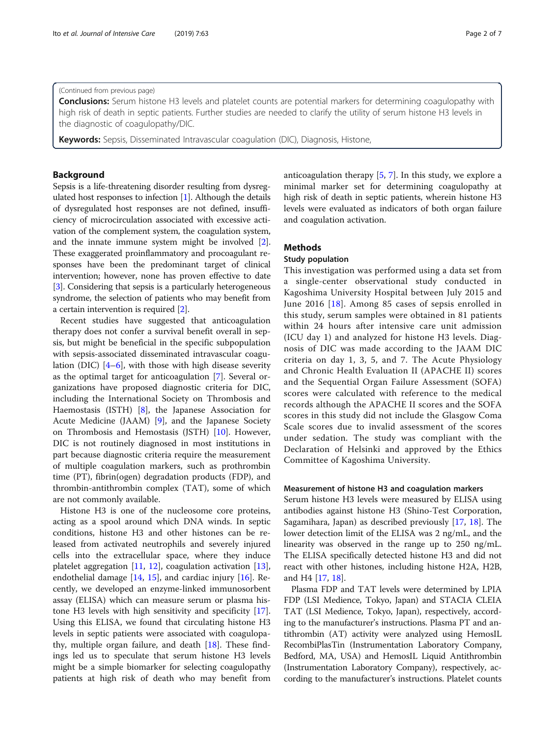(Continued from previous page)

**Conclusions:** Serum histone H3 levels and platelet counts are potential markers for determining coagulopathy with high risk of death in septic patients. Further studies are needed to clarify the utility of serum histone H3 levels in the diagnostic of coagulopathy/DIC.

**Keywords:** Sepsis, Disseminated Intravascular coagulation (DIC), Diagnosis, Histone,

## Background

Sepsis is a life-threatening disorder resulting from dysregulated host responses to infection [1]. Although the details of dysregulated host responses are not defined, insufficiency of microcirculation associated with excessive activation of the complement system, the coagulation system, and the innate immune system might be involved [2]. These exaggerated proinflammatory and procoagulant responses have been the predominant target of clinical intervention; however, none has proven effective to date [3]. Considering that sepsis is a particularly heterogeneous syndrome, the selection of patients who may benefit from a certain intervention is required [2].

Recent studies have suggested that anticoagulation therapy does not confer a survival benefit overall in sepsis, but might be beneficial in the specific subpopulation with sepsis-associated disseminated intravascular coagulation (DIC) [4–6], with those with high disease severity as the optimal target for anticoagulation [7]. Several organizations have proposed diagnostic criteria for DIC, including the International Society on Thrombosis and Haemostasis (ISTH) [8], the Japanese Association for Acute Medicine (JAAM) [9], and the Japanese Society on Thrombosis and Hemostasis (JSTH) [10]. However, DIC is not routinely diagnosed in most institutions in part because diagnostic criteria require the measurement of multiple coagulation markers, such as prothrombin time (PT), fibrin(ogen) degradation products (FDP), and thrombin-antithrombin complex (TAT), some of which are not commonly available.

Histone H3 is one of the nucleosome core proteins, acting as a spool around which DNA winds. In septic conditions, histone H3 and other histones can be released from activated neutrophils and severely injured cells into the extracellular space, where they induce platelet aggregation [11, 12], coagulation activation [13], endothelial damage [14, 15], and cardiac injury [16]. Recently, we developed an enzyme-linked immunosorbent assay (ELISA) which can measure serum or plasma histone H3 levels with high sensitivity and specificity [17]. Using this ELISA, we found that circulating histone H3 levels in septic patients were associated with coagulopathy, multiple organ failure, and death [18]. These findings led us to speculate that serum histone H3 levels might be a simple biomarker for selecting coagulopathy patients at high risk of death who may benefit from anticoagulation therapy [5, 7]. In this study, we explore a minimal marker set for determining coagulopathy at high risk of death in septic patients, wherein histone H3 levels were evaluated as indicators of both organ failure and coagulation activation.

## Methods

### Study population

This investigation was performed using a data set from a single-center observational study conducted in Kagoshima University Hospital between July 2015 and June 2016 [18]. Among 85 cases of sepsis enrolled in this study, serum samples were obtained in 81 patients within 24 hours after intensive care unit admission (ICU day 1) and analyzed for histone H3 levels. Diagnosis of DIC was made according to the JAAM DIC criteria on day 1, 3, 5, and 7. The Acute Physiology and Chronic Health Evaluation II (APACHE II) scores and the Sequential Organ Failure Assessment (SOFA) scores were calculated with reference to the medical records although the APACHE II scores and the SOFA scores in this study did not include the Glasgow Coma Scale scores due to invalid assessment of the scores under sedation. The study was compliant with the Declaration of Helsinki and approved by the Ethics Committee of Kagoshima University.

### Measurement of histone H3 and coagulation markers

Serum histone H3 levels were measured by ELISA using antibodies against histone H3 (Shino-Test Corporation, Sagamihara, Japan) as described previously [17, 18]. The lower detection limit of the ELISA was 2 ng/mL, and the linearity was observed in the range up to 250 ng/mL. The ELISA specifically detected histone H3 and did not react with other histones, including histone H2A, H2B, and H4 [17, 18].

Plasma FDP and TAT levels were determined by LPIA FDP (LSI Medience, Tokyo, Japan) and STACIA CLEIA TAT (LSI Medience, Tokyo, Japan), respectively, according to the manufacturer's instructions. Plasma PT and antithrombin (AT) activity were analyzed using HemosIL RecombiPlasTin (Instrumentation Laboratory Company, Bedford, MA, USA) and HemosIL Liquid Antithrombin (Instrumentation Laboratory Company), respectively, according to the manufacturer's instructions. Platelet counts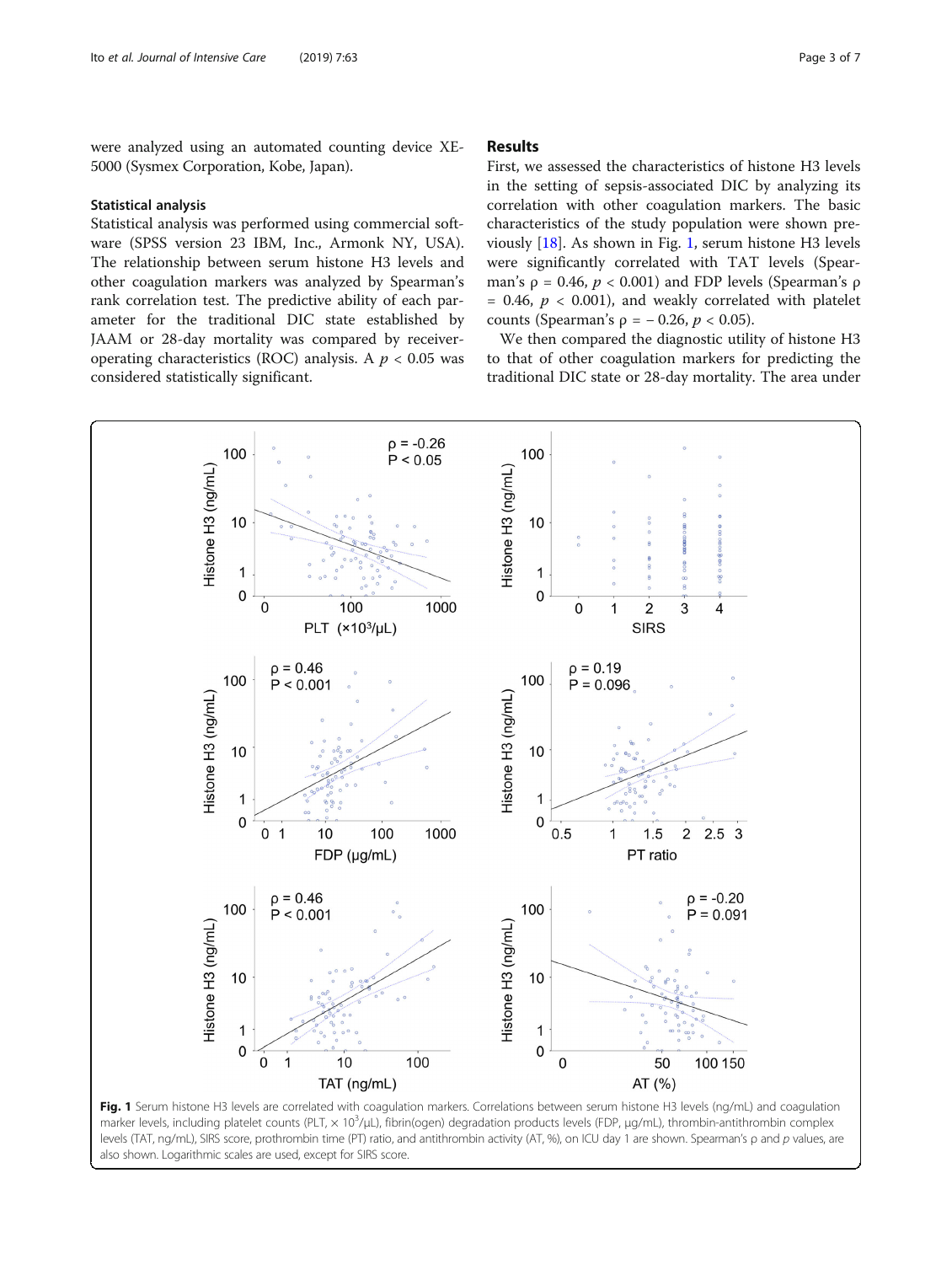were analyzed using an automated counting device XE-5000 (Sysmex Corporation, Kobe, Japan).

### Statistical analysis

Statistical analysis was performed using commercial software (SPSS version 23 IBM, Inc., Armonk NY, USA). The relationship between serum histone H3 levels and other coagulation markers was analyzed by Spearman's rank correlation test. The predictive ability of each parameter for the traditional DIC state established by JAAM or 28-day mortality was compared by receiver-operating characteristics (ROC) analysis. A $p < 0.05$ was considered statistically significant.

## Results

First, we assessed the characteristics of histone H3 levels in the setting of sepsis-associated DIC by analyzing its correlation with other coagulation markers. The basic characteristics of the study population were shown previously [18]. As shown in Fig. 1, serum histone H3 levels were significantly correlated with TAT levels (Spearman's $\rho = 0.46$, $p < 0.001$) and FDP levels (Spearman's $\rho = 0.46$, $p < 0.001$), and weakly correlated with platelet counts (Spearman's $\rho = -0.26$, $p < 0.05$).

We then compared the diagnostic utility of histone H3 to that of other coagulation markers for predicting the traditional DIC state or 28-day mortality. The area under

**Fig. 1** Serum histone H3 levels are correlated with coagulation markers. Correlations between serum histone H3 levels (ng/mL) and coagulation marker levels, including platelet counts (PLT, × $10^3$/μL), fibrin(ogen) degradation products levels (FDP, μg/mL), thrombin-antithrombin complex levels (TAT, ng/mL), SIRS score, prothrombin time (PT) ratio, and antithrombin activity (AT, %), on ICU day 1 are shown. Spearman's ρ and *p* values, are also shown. Logarithmic scales are used, except for SIRS score.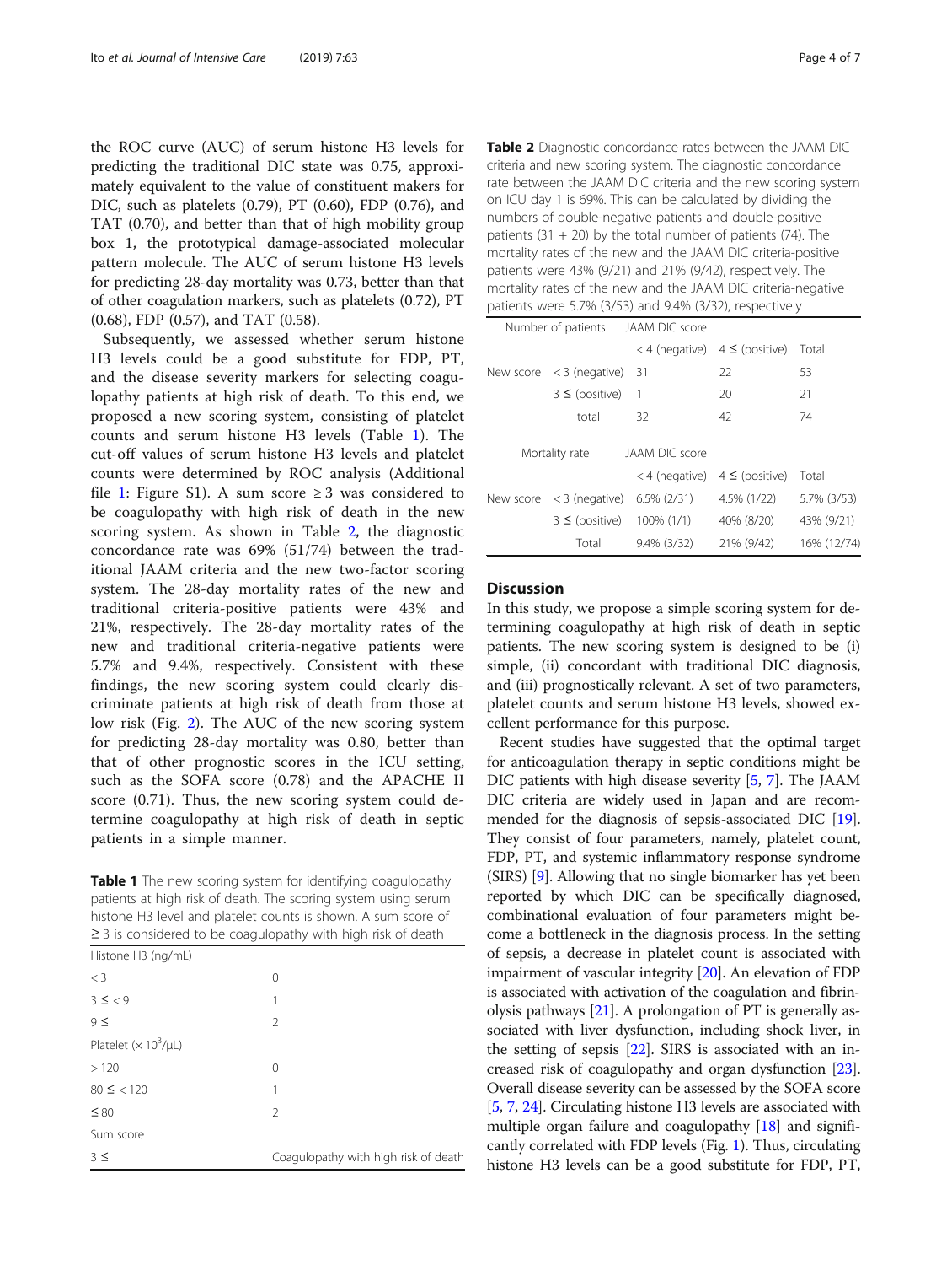the ROC curve (AUC) of serum histone H3 levels for predicting the traditional DIC state was 0.75, approximately equivalent to the value of constituent makers for DIC, such as platelets (0.79), PT (0.60), FDP (0.76), and TAT (0.70), and better than that of high mobility group box 1, the prototypical damage-associated molecular pattern molecule. The AUC of serum histone H3 levels for predicting 28-day mortality was 0.73, better than that of other coagulation markers, such as platelets (0.72), PT (0.68), FDP (0.57), and TAT (0.58).

Subsequently, we assessed whether serum histone H3 levels could be a good substitute for FDP, PT, and the disease severity markers for selecting coagulopathy patients at high risk of death. To this end, we proposed a new scoring system, consisting of platelet counts and serum histone H3 levels (Table 1). The cut-off values of serum histone H3 levels and platelet counts were determined by ROC analysis (Additional file 1: Figure S1). A sum score ≥ 3 was considered to be coagulopathy with high risk of death in the new scoring system. As shown in Table 2, the diagnostic concordance rate was 69% (51/74) between the traditional JAAM criteria and the new two-factor scoring system. The 28-day mortality rates of the new and traditional criteria-positive patients were 43% and 21%, respectively. The 28-day mortality rates of the new and traditional criteria-negative patients were 5.7% and 9.4%, respectively. Consistent with these findings, the new scoring system could clearly discriminate patients at high risk of death from those at low risk (Fig. 2). The AUC of the new scoring system for predicting 28-day mortality was 0.80, better than that of other prognostic scores in the ICU setting, such as the SOFA score (0.78) and the APACHE II score (0.71). Thus, the new scoring system could determine coagulopathy at high risk of death in septic patients in a simple manner.

**Table 1** The new scoring system for identifying coagulopathy patients at high risk of death. The scoring system using serum histone H3 level and platelet counts is shown. A sum score of ≥ 3 is considered to be coagulopathy with high risk of death

| Histone H3 (ng/mL) | |
|---|---|
| < 3 | 0 |
| 3 ≤ < 9 | 1 |
| 9 ≤ | 2 |
| Platelet ($\times 10^3/\mu L$) | |
| > 120 | 0 |
| 80 ≤ < 120 | 1 |
| ≤ 80 | 2 |
| Sum score | |
| 3 ≤ | Coagulopathy with high risk of death |

**Table 2** Diagnostic concordance rates between the JAAM DIC criteria and new scoring system. The diagnostic concordance rate between the JAAM DIC criteria and the new scoring system on ICU day 1 is 69%. This can be calculated by dividing the numbers of double-negative patients and double-positive patients (31 + 20) by the total number of patients (74). The mortality rates of the new and the JAAM DIC criteria-positive patients were 43% (9/21) and 21% (9/42), respectively. The mortality rates of the new and the JAAM DIC criteria-negative patients were 5.7% (3/53) and 9.4% (3/32), respectively

| Number of patients | | JAAM DIC score | | |
|---|---|---|---|---|
| | | < 4 (negative) | 4 ≤ (positive) | Total |
| New score | < 3 (negative) | 31 | 22 | 53 |
| | 3 ≤ (positive) | 1 | 20 | 21 |
| | total | 32 | 42 | 74 |
| **Mortality rate** | | **JAAM DIC score** | | |
| | | < 4 (negative) | 4 ≤ (positive) | Total |
| New score | < 3 (negative) | 6.5% (2/31) | 4.5% (1/22) | 5.7% (3/53) |
| | 3 ≤ (positive) | 100% (1/1) | 40% (8/20) | 43% (9/21) |
| | Total | 9.4% (3/32) | 21% (9/42) | 16% (12/74) |

## Discussion

In this study, we propose a simple scoring system for determining coagulopathy at high risk of death in septic patients. The new scoring system is designed to be (i) simple, (ii) concordant with traditional DIC diagnosis, and (iii) prognostically relevant. A set of two parameters, platelet counts and serum histone H3 levels, showed excellent performance for this purpose.

Recent studies have suggested that the optimal target for anticoagulation therapy in septic conditions might be DIC patients with high disease severity [5, 7]. The JAAM DIC criteria are widely used in Japan and are recommended for the diagnosis of sepsis-associated DIC [19]. They consist of four parameters, namely, platelet count, FDP, PT, and systemic inflammatory response syndrome (SIRS) [9]. Allowing that no single biomarker has yet been reported by which DIC can be specifically diagnosed, combinational evaluation of four parameters might become a bottleneck in the diagnosis process. In the setting of sepsis, a decrease in platelet count is associated with impairment of vascular integrity [20]. An elevation of FDP is associated with activation of the coagulation and fibrinolysis pathways [21]. A prolongation of PT is generally associated with liver dysfunction, including shock liver, in the setting of sepsis [22]. SIRS is associated with an increased risk of coagulopathy and organ dysfunction [23]. Overall disease severity can be assessed by the SOFA score [5, 7, 24]. Circulating histone H3 levels are associated with multiple organ failure and coagulopathy [18] and significantly correlated with FDP levels (Fig. 1). Thus, circulating histone H3 levels can be a good substitute for FDP, PT,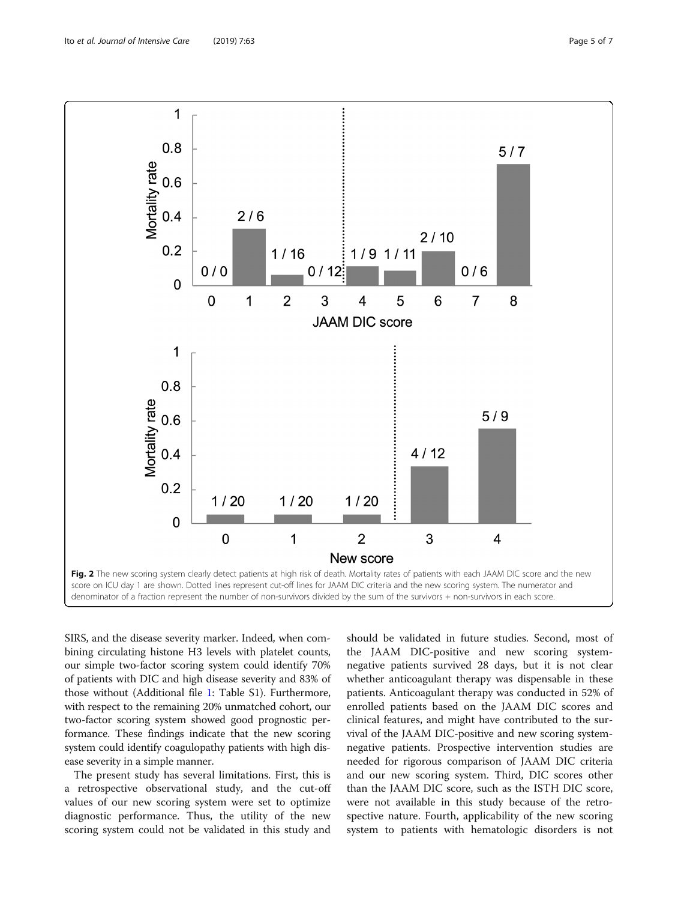Fig. 2 The new scoring system clearly detect patients at high risk of death. Mortality rates of patients with each JAAM DIC score and the new score on ICU day 1 are shown. Dotted lines represent cut-off lines for JAAM DIC criteria and the new scoring system. The numerator and denominator of a fraction represent the number of non-survivors divided by the sum of the survivors + non-survivors in each score.

SIRS, and the disease severity marker. Indeed, when combining circulating histone H3 levels with platelet counts, our simple two-factor scoring system could identify 70% of patients with DIC and high disease severity and 83% of those without (Additional file 1: Table S1). Furthermore, with respect to the remaining 20% unmatched cohort, our two-factor scoring system showed good prognostic performance. These findings indicate that the new scoring system could identify coagulopathy patients with high disease severity in a simple manner.

The present study has several limitations. First, this is a retrospective observational study, and the cut-off values of our new scoring system were set to optimize diagnostic performance. Thus, the utility of the new scoring system could not be validated in this study and should be validated in future studies. Second, most of the JAAM DIC-positive and new scoring system-negative patients survived 28 days, but it is not clear whether anticoagulant therapy was dispensable in these patients. Anticoagulant therapy was conducted in 52% of enrolled patients based on the JAAM DIC scores and clinical features, and might have contributed to the survival of the JAAM DIC-positive and new scoring system-negative patients. Prospective intervention studies are needed for rigorous comparison of JAAM DIC criteria and our new scoring system. Third, DIC scores other than the JAAM DIC score, such as the ISTH DIC score, were not available in this study because of the retrospective nature. Fourth, applicability of the new scoring system to patients with hematologic disorders is not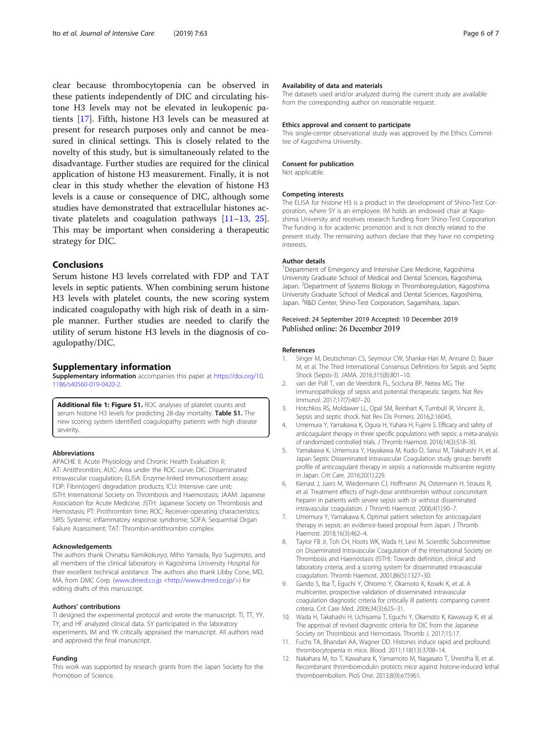clear because thrombocytopenia can be observed in these patients independently of DIC and circulating histone H3 levels may not be elevated in leukopenic patients [17]. Fifth, histone H3 levels can be measured at present for research purposes only and cannot be measured in clinical settings. This is closely related to the novelty of this study, but is simultaneously related to the disadvantage. Further studies are required for the clinical application of histone H3 measurement. Finally, it is not clear in this study whether the elevation of histone H3 levels is a cause or consequence of DIC, although some studies have demonstrated that extracellular histones activate platelets and coagulation pathways [11–13, 25]. This may be important when considering a therapeutic strategy for DIC.

## Conclusions

Serum histone H3 levels correlated with FDP and TAT levels in septic patients. When combining serum histone H3 levels with platelet counts, the new scoring system indicated coagulopathy with high risk of death in a simple manner. Further studies are needed to clarify the utility of serum histone H3 levels in the diagnosis of coagulopathy/DIC.

## Supplementary information

**Supplementary information** accompanies this paper at https://doi.org/10.1186/s40560-019-0420-2.

**Additional file 1: Figure S1.** ROC analyses of platelet counts and serum histone H3 levels for predicting 28-day mortality. **Table S1.** The new scoring system identified coagulopathy patients with high disease severity.

#### Abbreviations

APACHE II: Acute Physiology and Chronic Health Evaluation II; AT: Antithrombin; AUC: Area under the ROC curve; DIC: Disseminated intravascular coagulation; ELISA: Enzyme-linked immunosorbent assay; FDP: Fibrin(ogen) degradation products; ICU: Intensive care unit; ISTH: International Society on Thrombosis and Haemostasis; JAAM: Japanese Association for Acute Medicine; JSTH: Japanese Society on Thrombosis and Hemostasis; PT: Prothrombin time; ROC: Receiver-operating characteristics; SIRS: Systemic inflammatory response syndrome; SOFA: Sequential Organ Failure Assessment; TAT: Thrombin-antithrombin complex

#### Acknowledgements

The authors thank Chinatsu Kamikokuryo, Miho Yamada, Ryo Sugimoto, and all members of the clinical laboratory in Kagoshima University Hospital for their excellent technical assistance. The authors also thank Libby Cone, MD, MA, from DMC Corp. (www.dmed.co.jp <http://www.dmed.co.jp/>) for editing drafts of this manuscript.

#### Authors' contributions

TI designed the experimental protocol and wrote the manuscript. TI, TT, YY, TY, and HF analyzed clinical data. SY participated in the laboratory experiments. IM and YK critically appraised the manuscript. All authors read and approved the final manuscript.

#### Funding

This work was supported by research grants from the Japan Society for the Promotion of Science.

#### Availability of data and materials

The datasets used and/or analyzed during the current study are available from the corresponding author on reasonable request.

#### Ethics approval and consent to participate

This single-center observational study was approved by the Ethics Committee of Kagoshima University.

#### Consent for publication

Not applicable.

#### Competing interests

The ELISA for histone H3 is a product in the development of Shino-Test Corporation, where SY is an employee. IM holds an endowed chair at Kagoshima University and receives research funding from Shino-Test Corporation. The funding is for academic promotion and is not directly related to the present study. The remaining authors declare that they have no competing interests.

#### Author details

[1]Department of Emergency and Intensive Care Medicine, Kagoshima University Graduate School of Medical and Dental Sciences, Kagoshima, Japan. [2]Department of Systems Biology in Thromboregulation, Kagoshima University Graduate School of Medical and Dental Sciences, Kagoshima, Japan. [3]R&D Center, Shino-Test Corporation, Sagamihara, Japan.

Received: 24 September 2019 Accepted: 10 December 2019
Published online: 26 December 2019

#### References

1. Singer M, Deutschman CS, Seymour CW, Shankar-Hari M, Annane D, Bauer M, et al. The Third International Consensus Definitions for Sepsis and Septic Shock (Sepsis-3). JAMA. 2016;315(8):801–10.
2. van der Poll T, van de Veerdonk FL, Scicluna BP, Netea MG. The immunopathology of sepsis and potential therapeutic targets. Nat Rev Immunol. 2017;17(7):407–20.
3. Hotchkiss RS, Moldawer LL, Opal SM, Reinhart K, Turnbull IR, Vincent JL. Sepsis and septic shock. Nat Rev Dis Primers. 2016;2:16045.
4. Umemura Y, Yamakawa K, Ogura H, Yuhara H, Fujimi S. Efficacy and safety of anticoagulant therapy in three specific populations with sepsis: a meta-analysis of randomized controlled trials. J Thromb Haemost. 2016;14(3):518–30.
5. Yamakawa K, Umemura Y, Hayakawa M, Kudo D, Sanui M, Takahashi H, et al. Japan Septic Disseminated Intravascular Coagulation study group: benefit profile of anticoagulant therapy in sepsis: a nationwide multicentre registry in Japan. Crit Care. 2016;20(1):229.
6. Kienast J, Juers M, Wiedermann CJ, Hoffmann JN, Ostermann H, Strauss R, et al. Treatment effects of high-dose antithrombin without concomitant heparin in patients with severe sepsis with or without disseminated intravascular coagulation. J Thromb Haemost. 2006;4(1):90–7.
7. Umemura Y, Yamakawa K. Optimal patient selection for anticoagulant therapy in sepsis: an evidence-based proposal from Japan. J Thromb Haemost. 2018;16(3):462–4.
8. Taylor FB Jr, Toh CH, Hoots WK, Wada H, Levi M. Scientific Subcommittee on Disseminated Intravascular Coagulation of the International Society on Thrombosis and Haemostasis (ISTH): Towards definition, clinical and laboratory criteria, and a scoring system for disseminated intravascular coagulation. Thromb Haemost. 2001;86(5):1327–30.
9. Gando S, Iba T, Eguchi Y, Ohtomo Y, Okamoto K, Koseki K, et al. A multicenter, prospective validation of disseminated intravascular coagulation diagnostic criteria for critically ill patients: comparing current criteria. Crit Care Med. 2006;34(3):625–31.
10. Wada H, Takahashi H, Uchiyama T, Eguchi Y, Okamoto K, Kawasugi K, et al. The approval of revised diagnostic criteria for DIC from the Japanese Society on Thrombosis and Hemostasis. Thromb J. 2017;15:17.
11. Fuchs TA, Bhandari AA, Wagner DD. Histones induce rapid and profound thrombocytopenia in mice. Blood. 2011;118(13):3708–14.
12. Nakahara M, Ito T, Kawahara K, Yamamoto M, Nagasato T, Shrestha B, et al. Recombinant thrombomodulin protects mice against histone-induced lethal thromboembolism. PloS One. 2013;8(9):e75961.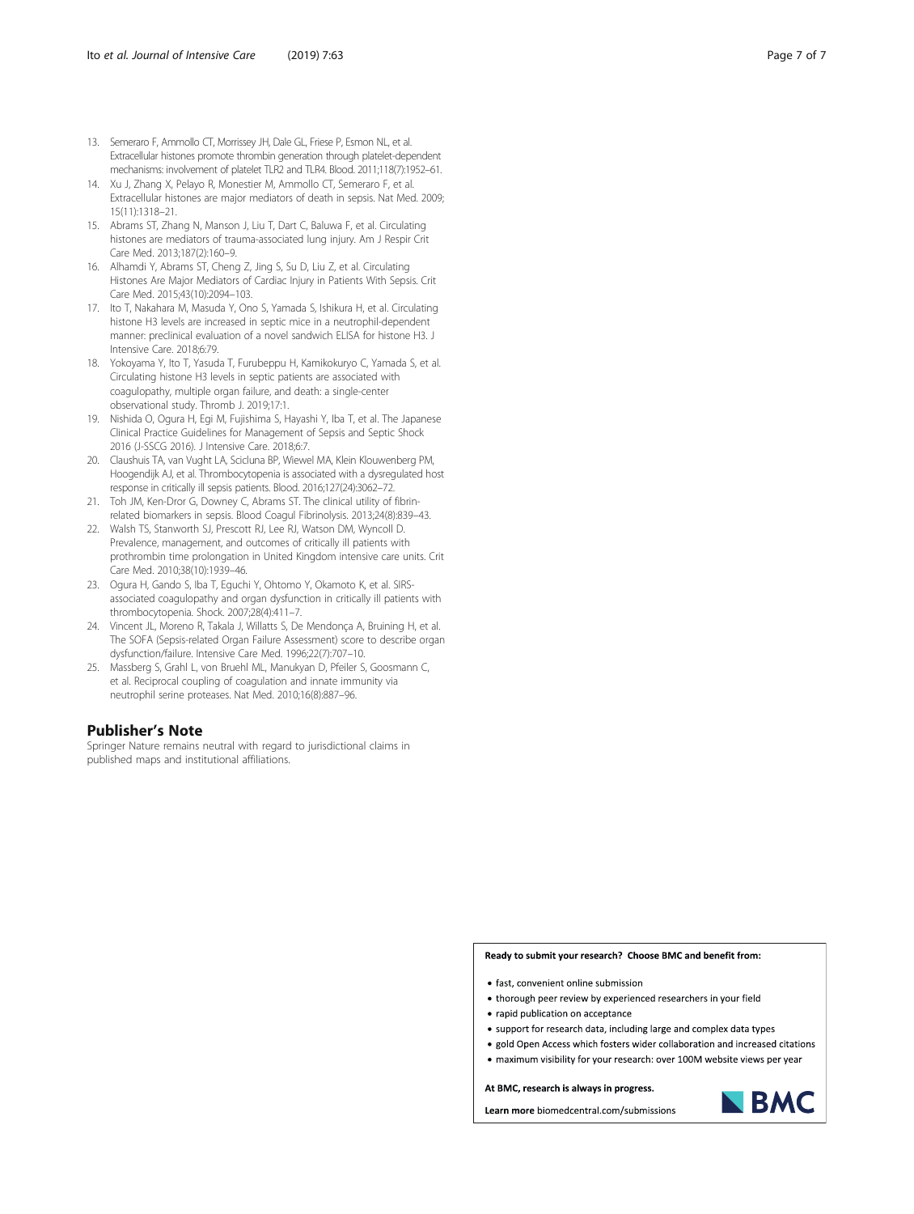13. Semeraro F, Ammollo CT, Morrissey JH, Dale GL, Friese P, Esmon NL, et al. Extracellular histones promote thrombin generation through platelet-dependent mechanisms: involvement of platelet TLR2 and TLR4. Blood. 2011;118(7):1952–61.
14. Xu J, Zhang X, Pelayo R, Monestier M, Ammollo CT, Semeraro F, et al. Extracellular histones are major mediators of death in sepsis. Nat Med. 2009; 15(11):1318–21.
15. Abrams ST, Zhang N, Manson J, Liu T, Dart C, Baluwa F, et al. Circulating histones are mediators of trauma-associated lung injury. Am J Respir Crit Care Med. 2013;187(2):160–9.
16. Alhamdi Y, Abrams ST, Cheng Z, Jing S, Su D, Liu Z, et al. Circulating Histones Are Major Mediators of Cardiac Injury in Patients With Sepsis. Crit Care Med. 2015;43(10):2094–103.
17. Ito T, Nakahara M, Masuda Y, Ono S, Yamada S, Ishikura H, et al. Circulating histone H3 levels are increased in septic mice in a neutrophil-dependent manner: preclinical evaluation of a novel sandwich ELISA for histone H3. J Intensive Care. 2018;6:79.
18. Yokoyama Y, Ito T, Yasuda T, Furubeppu H, Kamikokuryo C, Yamada S, et al. Circulating histone H3 levels in septic patients are associated with coagulopathy, multiple organ failure, and death: a single-center observational study. Thromb J. 2019;17:1.
19. Nishida O, Ogura H, Egi M, Fujishima S, Hayashi Y, Iba T, et al. The Japanese Clinical Practice Guidelines for Management of Sepsis and Septic Shock 2016 (J-SSCG 2016). J Intensive Care. 2018;6:7.
20. Claushuis TA, van Vught LA, Scicluna BP, Wiewel MA, Klein Klouwenberg PM, Hoogendijk AJ, et al. Thrombocytopenia is associated with a dysregulated host response in critically ill sepsis patients. Blood. 2016;127(24):3062–72.
21. Toh JM, Ken-Dror G, Downey C, Abrams ST. The clinical utility of fibrin-related biomarkers in sepsis. Blood Coagul Fibrinolysis. 2013;24(8):839–43.
22. Walsh TS, Stanworth SJ, Prescott RJ, Lee RJ, Watson DM, Wyncoll D. Prevalence, management, and outcomes of critically ill patients with prothrombin time prolongation in United Kingdom intensive care units. Crit Care Med. 2010;38(10):1939–46.
23. Ogura H, Gando S, Iba T, Eguchi Y, Ohtomo Y, Okamoto K, et al. SIRS-associated coagulopathy and organ dysfunction in critically ill patients with thrombocytopenia. Shock. 2007;28(4):411–7.
24. Vincent JL, Moreno R, Takala J, Willatts S, De Mendonça A, Bruining H, et al. The SOFA (Sepsis-related Organ Failure Assessment) score to describe organ dysfunction/failure. Intensive Care Med. 1996;22(7):707–10.
25. Massberg S, Grahl L, von Bruehl ML, Manukyan D, Pfeiler S, Goosmann C, et al. Reciprocal coupling of coagulation and innate immunity via neutrophil serine proteases. Nat Med. 2010;16(8):887–96.

## Publisher's Note

Springer Nature remains neutral with regard to jurisdictional claims in published maps and institutional affiliations.

**Ready to submit your research? Choose BMC and benefit from:**

- fast, convenient online submission
- thorough peer review by experienced researchers in your field
- rapid publication on acceptance
- support for research data, including large and complex data types
- gold Open Access which fosters wider collaboration and increased citations
- maximum visibility for your research: over 100M website views per year

**At BMC, research is always in progress.**

**Learn more** biomedcentral.com/submissions

BMC